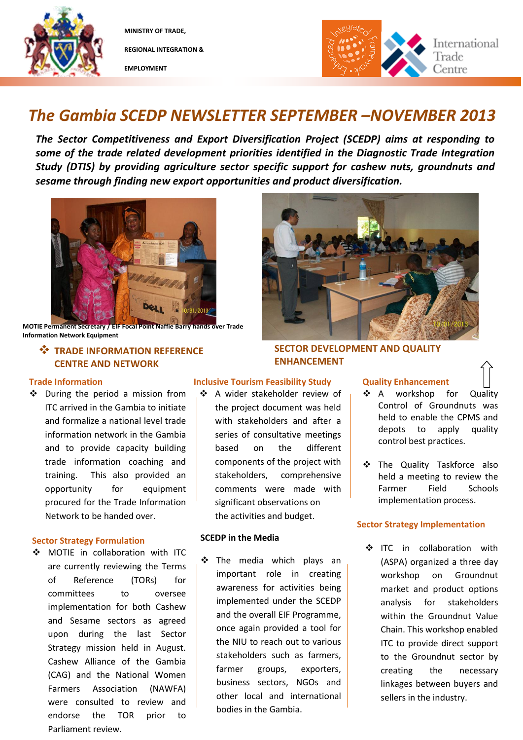MINISTRY OF TRADE,

REGIONAL INTEGRATION &

EMPLOYMENT

# *The Gambia SCEDP NEWSLETTER SEPTEMBER –NOVEMBER 2013*

***The Sector Competitiveness and Export Diversification Project (SCEDP) aims at responding to some of the trade related development priorities identified in the Diagnostic Trade Integration Study (DTIS) by providing agriculture sector specific support for cashew nuts, groundnuts and sesame through finding new export opportunities and product diversification.***

**MOTIE Permanent Secretary / EIF Focal Point Naffie Barry hands over Trade Information Network Equipment**

## ❖ TRADE INFORMATION REFERENCE CENTRE AND NETWORK

### Trade Information

- During the period a mission from ITC arrived in the Gambia to initiate and formalize a national level trade information network in the Gambia and to provide capacity building trade information coaching and training. This also provided an opportunity for equipment procured for the Trade Information Network to be handed over.

### Sector Strategy Formulation

- MOTIE in collaboration with ITC are currently reviewing the Terms of Reference (TORs) for committees to oversee implementation for both Cashew and Sesame sectors as agreed upon during the last Sector Strategy mission held in August. Cashew Alliance of the Gambia (CAG) and the National Women Farmers Association (NAWFA) were consulted to review and endorse the TOR prior to Parliament review.

### Inclusive Tourism Feasibility Study

- A wider stakeholder review of the project document was held with stakeholders and after a series of consultative meetings based on the different components of the project with stakeholders, comprehensive comments were made with significant observations on the activities and budget.

### SCEDP in the Media

- The media which plays an important role in creating awareness for activities being implemented under the SCEDP and the overall EIF Programme, once again provided a tool for the NIU to reach out to various stakeholders such as farmers, farmer groups, exporters, business sectors, NGOs and other local and international bodies in the Gambia.

## SECTOR DEVELOPMENT AND QUALITY ENHANCEMENT

### Quality Enhancement

- A workshop for Quality Control of Groundnuts was held to enable the CPMS and depots to apply quality control best practices.
- The Quality Taskforce also held a meeting to review the Farmer Field Schools implementation process.

### Sector Strategy Implementation

- ITC in collaboration with (ASPA) organized a three day workshop on Groundnut market and product options analysis for stakeholders within the Groundnut Value Chain. This workshop enabled ITC to provide direct support to the Groundnut sector by creating the necessary linkages between buyers and sellers in the industry.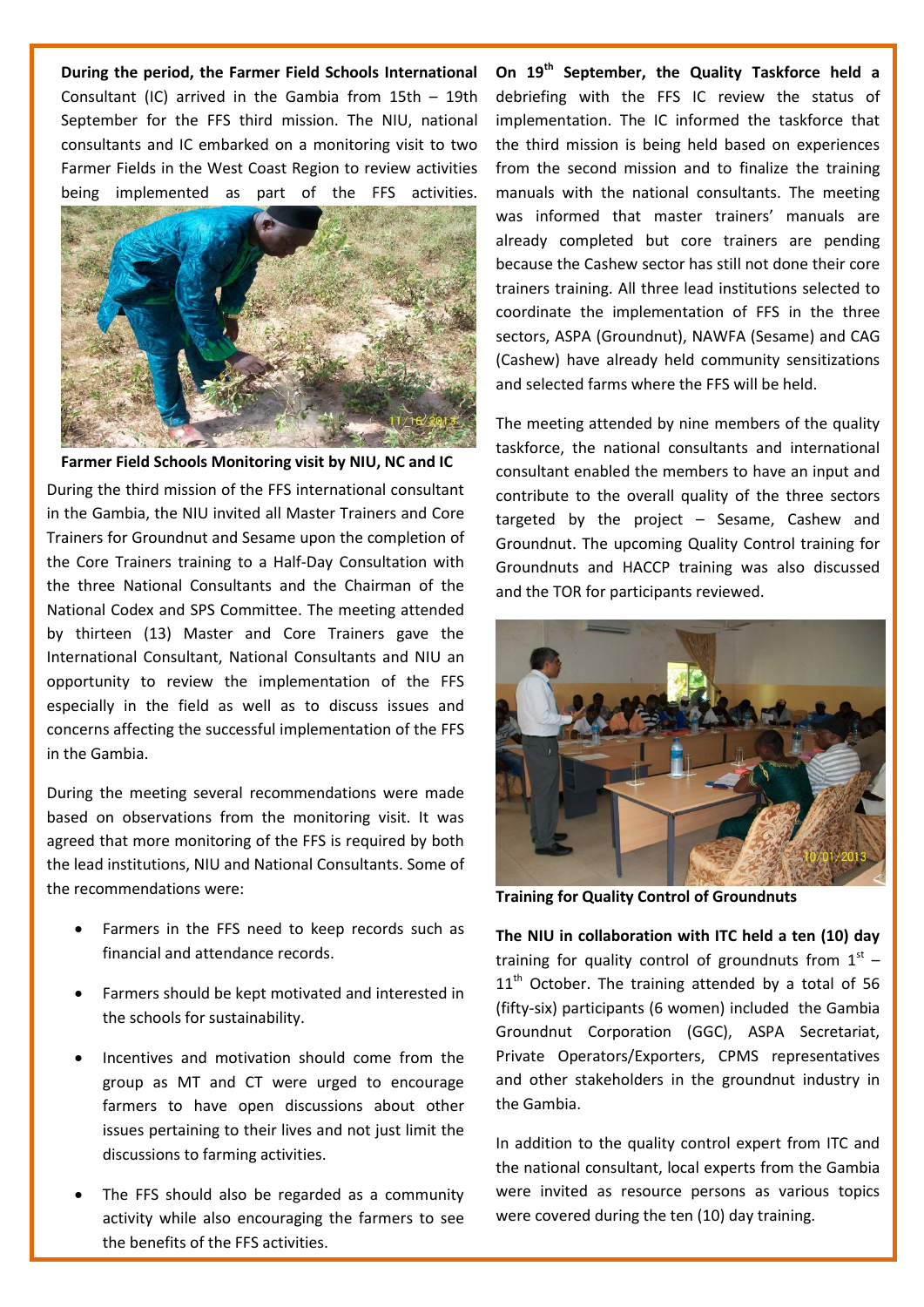**During the period, the Farmer Field Schools International** Consultant (IC) arrived in the Gambia from 15th – 19th September for the FFS third mission. The NIU, national consultants and IC embarked on a monitoring visit to two Farmer Fields in the West Coast Region to review activities being implemented as part of the FFS activities.

**Farmer Field Schools Monitoring visit by NIU, NC and IC**

During the third mission of the FFS international consultant in the Gambia, the NIU invited all Master Trainers and Core Trainers for Groundnut and Sesame upon the completion of the Core Trainers training to a Half-Day Consultation with the three National Consultants and the Chairman of the National Codex and SPS Committee. The meeting attended by thirteen (13) Master and Core Trainers gave the International Consultant, National Consultants and NIU an opportunity to review the implementation of the FFS especially in the field as well as to discuss issues and concerns affecting the successful implementation of the FFS in the Gambia.

During the meeting several recommendations were made based on observations from the monitoring visit. It was agreed that more monitoring of the FFS is required by both the lead institutions, NIU and National Consultants. Some of the recommendations were:

- Farmers in the FFS need to keep records such as financial and attendance records.
- Farmers should be kept motivated and interested in the schools for sustainability.
- Incentives and motivation should come from the group as MT and CT were urged to encourage farmers to have open discussions about other issues pertaining to their lives and not just limit the discussions to farming activities.
- The FFS should also be regarded as a community activity while also encouraging the farmers to see the benefits of the FFS activities.

**On 19th September, the Quality Taskforce held a** debriefing with the FFS IC review the status of implementation. The IC informed the taskforce that the third mission is being held based on experiences from the second mission and to finalize the training manuals with the national consultants. The meeting was informed that master trainers' manuals are already completed but core trainers are pending because the Cashew sector has still not done their core trainers training. All three lead institutions selected to coordinate the implementation of FFS in the three sectors, ASPA (Groundnut), NAWFA (Sesame) and CAG (Cashew) have already held community sensitizations and selected farms where the FFS will be held.

The meeting attended by nine members of the quality taskforce, the national consultants and international consultant enabled the members to have an input and contribute to the overall quality of the three sectors targeted by the project – Sesame, Cashew and Groundnut. The upcoming Quality Control training for Groundnuts and HACCP training was also discussed and the TOR for participants reviewed.

**Training for Quality Control of Groundnuts**

**The NIU in collaboration with ITC held a ten (10) day** training for quality control of groundnuts from 1st – 11th October. The training attended by a total of 56 (fifty-six) participants (6 women) included the Gambia Groundnut Corporation (GGC), ASPA Secretariat, Private Operators/Exporters, CPMS representatives and other stakeholders in the groundnut industry in the Gambia.

In addition to the quality control expert from ITC and the national consultant, local experts from the Gambia were invited as resource persons as various topics were covered during the ten (10) day training.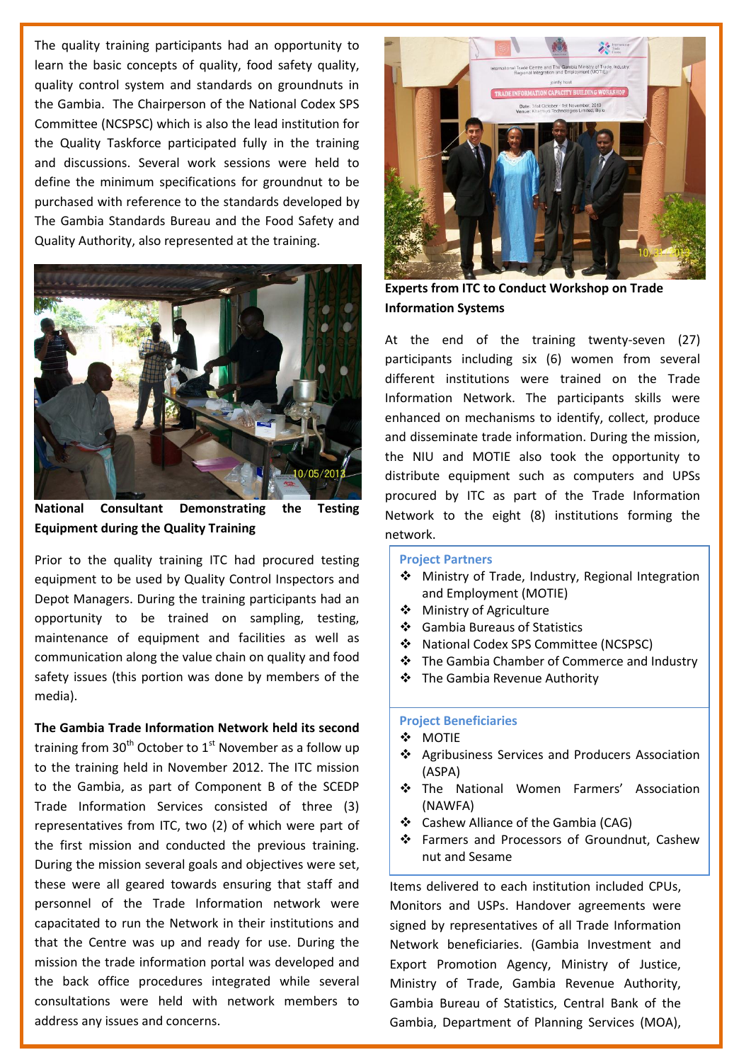The quality training participants had an opportunity to learn the basic concepts of quality, food safety quality, quality control system and standards on groundnuts in the Gambia. The Chairperson of the National Codex SPS Committee (NCSPSC) which is also the lead institution for the Quality Taskforce participated fully in the training and discussions. Several work sessions were held to define the minimum specifications for groundnut to be purchased with reference to the standards developed by The Gambia Standards Bureau and the Food Safety and Quality Authority, also represented at the training.

**National Consultant Demonstrating the Testing Equipment during the Quality Training**

Prior to the quality training ITC had procured testing equipment to be used by Quality Control Inspectors and Depot Managers. During the training participants had an opportunity to be trained on sampling, testing, maintenance of equipment and facilities as well as communication along the value chain on quality and food safety issues (this portion was done by members of the media).

**The Gambia Trade Information Network held its second** training from 30th October to 1st November as a follow up to the training held in November 2012. The ITC mission to the Gambia, as part of Component B of the SCEDP Trade Information Services consisted of three (3) representatives from ITC, two (2) of which were part of the first mission and conducted the previous training. During the mission several goals and objectives were set, these were all geared towards ensuring that staff and personnel of the Trade Information network were capacitated to run the Network in their institutions and that the Centre was up and ready for use. During the mission the trade information portal was developed and the back office procedures integrated while several consultations were held with network members to address any issues and concerns.

**Experts from ITC to Conduct Workshop on Trade Information Systems**

At the end of the training twenty-seven (27) participants including six (6) women from several different institutions were trained on the Trade Information Network. The participants skills were enhanced on mechanisms to identify, collect, produce and disseminate trade information. During the mission, the NIU and MOTIE also took the opportunity to distribute equipment such as computers and UPSs procured by ITC as part of the Trade Information Network to the eight (8) institutions forming the network.

**Project Partners**

- Ministry of Trade, Industry, Regional Integration and Employment (MOTIE)
- Ministry of Agriculture
- Gambia Bureaus of Statistics
- National Codex SPS Committee (NCSPSC)
- The Gambia Chamber of Commerce and Industry
- The Gambia Revenue Authority

**Project Beneficiaries**

- MOTIE
- Agribusiness Services and Producers Association (ASPA)
- The National Women Farmers' Association (NAWFA)
- Cashew Alliance of the Gambia (CAG)
- Farmers and Processors of Groundnut, Cashew nut and Sesame

Items delivered to each institution included CPUs, Monitors and USPs. Handover agreements were signed by representatives of all Trade Information Network beneficiaries. (Gambia Investment and Export Promotion Agency, Ministry of Justice, Ministry of Trade, Gambia Revenue Authority, Gambia Bureau of Statistics, Central Bank of the Gambia, Department of Planning Services (MOA),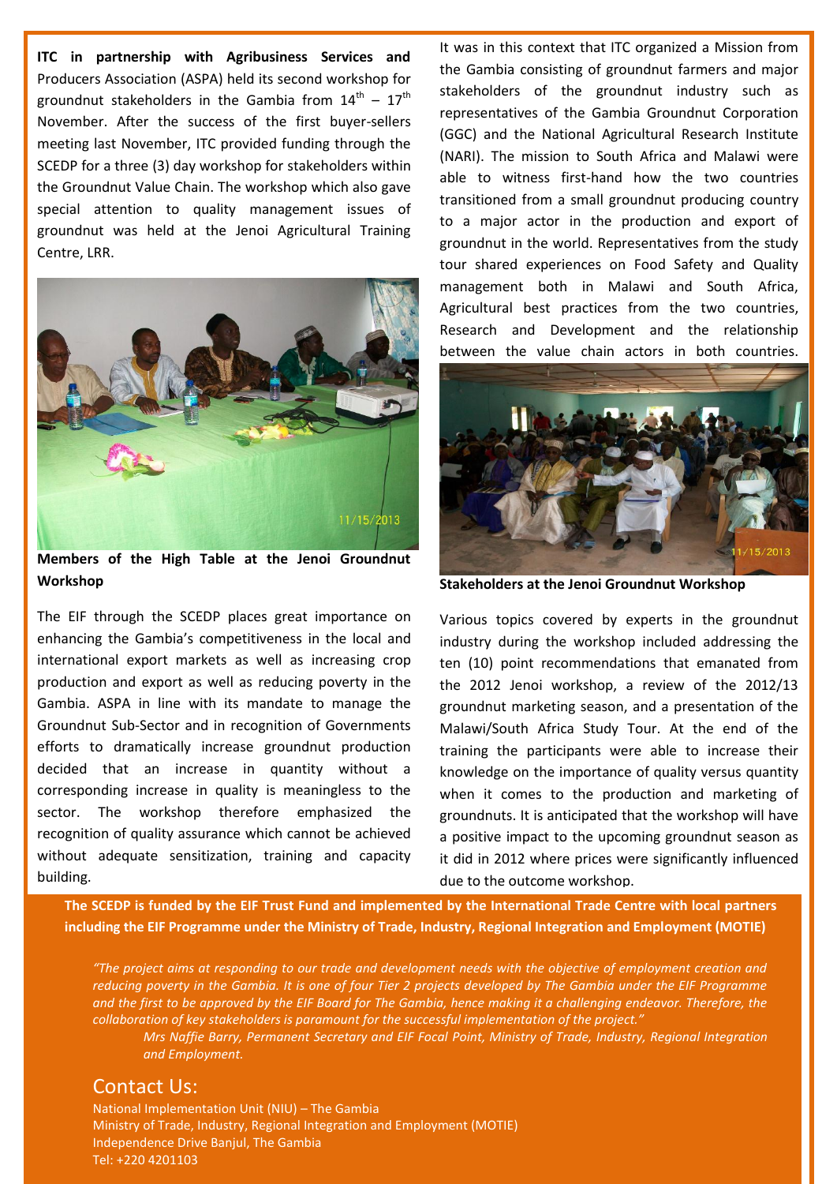**ITC in partnership with Agribusiness Services and** Producers Association (ASPA) held its second workshop for groundnut stakeholders in the Gambia from 14th – 17th November. After the success of the first buyer-sellers meeting last November, ITC provided funding through the SCEDP for a three (3) day workshop for stakeholders within the Groundnut Value Chain. The workshop which also gave special attention to quality management issues of groundnut was held at the Jenoi Agricultural Training Centre, LRR.

**Members of the High Table at the Jenoi Groundnut Workshop**

The EIF through the SCEDP places great importance on enhancing the Gambia's competitiveness in the local and international export markets as well as increasing crop production and export as well as reducing poverty in the Gambia. ASPA in line with its mandate to manage the Groundnut Sub-Sector and in recognition of Governments efforts to dramatically increase groundnut production decided that an increase in quantity without a corresponding increase in quality is meaningless to the sector. The workshop therefore emphasized the recognition of quality assurance which cannot be achieved without adequate sensitization, training and capacity building.

It was in this context that ITC organized a Mission from the Gambia consisting of groundnut farmers and major stakeholders of the groundnut industry such as representatives of the Gambia Groundnut Corporation (GGC) and the National Agricultural Research Institute (NARI). The mission to South Africa and Malawi were able to witness first-hand how the two countries transitioned from a small groundnut producing country to a major actor in the production and export of groundnut in the world. Representatives from the study tour shared experiences on Food Safety and Quality management both in Malawi and South Africa, Agricultural best practices from the two countries, Research and Development and the relationship between the value chain actors in both countries.

**Stakeholders at the Jenoi Groundnut Workshop**

Various topics covered by experts in the groundnut industry during the workshop included addressing the ten (10) point recommendations that emanated from the 2012 Jenoi workshop, a review of the 2012/13 groundnut marketing season, and a presentation of the Malawi/South Africa Study Tour. At the end of the training the participants were able to increase their knowledge on the importance of quality versus quantity when it comes to the production and marketing of groundnuts. It is anticipated that the workshop will have a positive impact to the upcoming groundnut season as it did in 2012 where prices were significantly influenced due to the outcome workshop.

**The SCEDP is funded by the EIF Trust Fund and implemented by the International Trade Centre with local partners including the EIF Programme under the Ministry of Trade, Industry, Regional Integration and Employment (MOTIE)**

*"The project aims at responding to our trade and development needs with the objective of employment creation and reducing poverty in the Gambia. It is one of four Tier 2 projects developed by The Gambia under the EIF Programme and the first to be approved by the EIF Board for The Gambia, hence making it a challenging endeavor. Therefore, the collaboration of key stakeholders is paramount for the successful implementation of the project."*

*Mrs Naffie Barry, Permanent Secretary and EIF Focal Point, Ministry of Trade, Industry, Regional Integration and Employment.*

## Contact Us:

National Implementation Unit (NIU) – The Gambia
Ministry of Trade, Industry, Regional Integration and Employment (MOTIE)
Independence Drive Banjul, The Gambia
Tel: +220 4201103